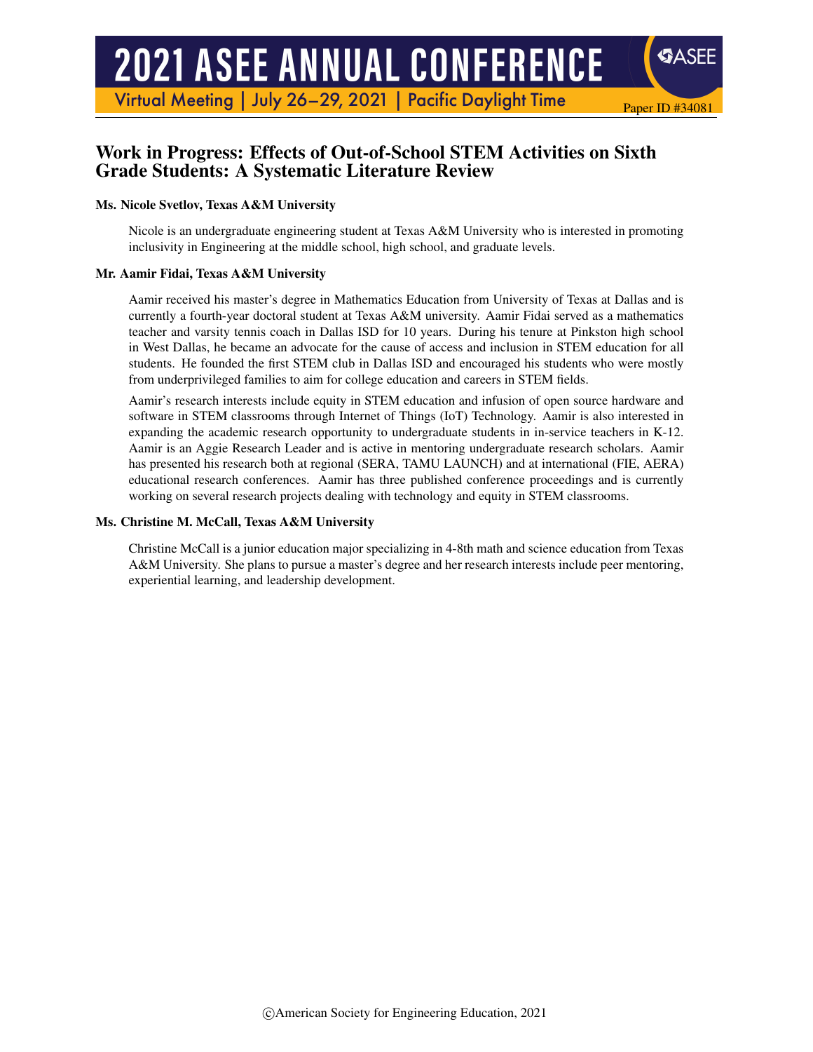# Work in Progress: Effects of Out-of-School STEM Activities on Sixth Grade Students: A Systematic Literature Review

**Ms. Nicole Svetlov, Texas A&M University**

Nicole is an undergraduate engineering student at Texas A&M University who is interested in promoting inclusivity in Engineering at the middle school, high school, and graduate levels.

**Mr. Aamir Fidai, Texas A&M University**

Aamir received his master's degree in Mathematics Education from University of Texas at Dallas and is currently a fourth-year doctoral student at Texas A&M university. Aamir Fidai served as a mathematics teacher and varsity tennis coach in Dallas ISD for 10 years. During his tenure at Pinkston high school in West Dallas, he became an advocate for the cause of access and inclusion in STEM education for all students. He founded the first STEM club in Dallas ISD and encouraged his students who were mostly from underprivileged families to aim for college education and careers in STEM fields.

Aamir's research interests include equity in STEM education and infusion of open source hardware and software in STEM classrooms through Internet of Things (IoT) Technology. Aamir is also interested in expanding the academic research opportunity to undergraduate students in in-service teachers in K-12. Aamir is an Aggie Research Leader and is active in mentoring undergraduate research scholars. Aamir has presented his research both at regional (SERA, TAMU LAUNCH) and at international (FIE, AERA) educational research conferences. Aamir has three published conference proceedings and is currently working on several research projects dealing with technology and equity in STEM classrooms.

**Ms. Christine M. McCall, Texas A&M University**

Christine McCall is a junior education major specializing in 4-8th math and science education from Texas A&M University. She plans to pursue a master's degree and her research interests include peer mentoring, experiential learning, and leadership development.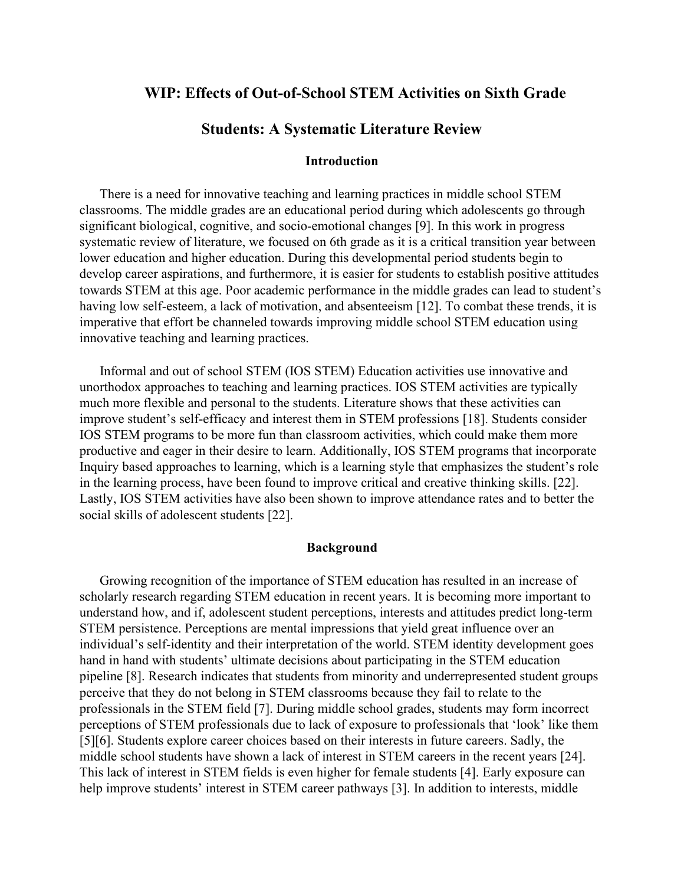# WIP: Effects of Out-of-School STEM Activities on Sixth Grade Students: A Systematic Literature Review

## Introduction

There is a need for innovative teaching and learning practices in middle school STEM classrooms. The middle grades are an educational period during which adolescents go through significant biological, cognitive, and socio-emotional changes [9]. In this work in progress systematic review of literature, we focused on 6th grade as it is a critical transition year between lower education and higher education. During this developmental period students begin to develop career aspirations, and furthermore, it is easier for students to establish positive attitudes towards STEM at this age. Poor academic performance in the middle grades can lead to student's having low self-esteem, a lack of motivation, and absenteeism [12]. To combat these trends, it is imperative that effort be channeled towards improving middle school STEM education using innovative teaching and learning practices.

Informal and out of school STEM (IOS STEM) Education activities use innovative and unorthodox approaches to teaching and learning practices. IOS STEM activities are typically much more flexible and personal to the students. Literature shows that these activities can improve student's self-efficacy and interest them in STEM professions [18]. Students consider IOS STEM programs to be more fun than classroom activities, which could make them more productive and eager in their desire to learn. Additionally, IOS STEM programs that incorporate Inquiry based approaches to learning, which is a learning style that emphasizes the student's role in the learning process, have been found to improve critical and creative thinking skills. [22]. Lastly, IOS STEM activities have also been shown to improve attendance rates and to better the social skills of adolescent students [22].

## Background

Growing recognition of the importance of STEM education has resulted in an increase of scholarly research regarding STEM education in recent years. It is becoming more important to understand how, and if, adolescent student perceptions, interests and attitudes predict long-term STEM persistence. Perceptions are mental impressions that yield great influence over an individual's self-identity and their interpretation of the world. STEM identity development goes hand in hand with students' ultimate decisions about participating in the STEM education pipeline [8]. Research indicates that students from minority and underrepresented student groups perceive that they do not belong in STEM classrooms because they fail to relate to the professionals in the STEM field [7]. During middle school grades, students may form incorrect perceptions of STEM professionals due to lack of exposure to professionals that 'look' like them [5][6]. Students explore career choices based on their interests in future careers. Sadly, the middle school students have shown a lack of interest in STEM careers in the recent years [24]. This lack of interest in STEM fields is even higher for female students [4]. Early exposure can help improve students' interest in STEM career pathways [3]. In addition to interests, middle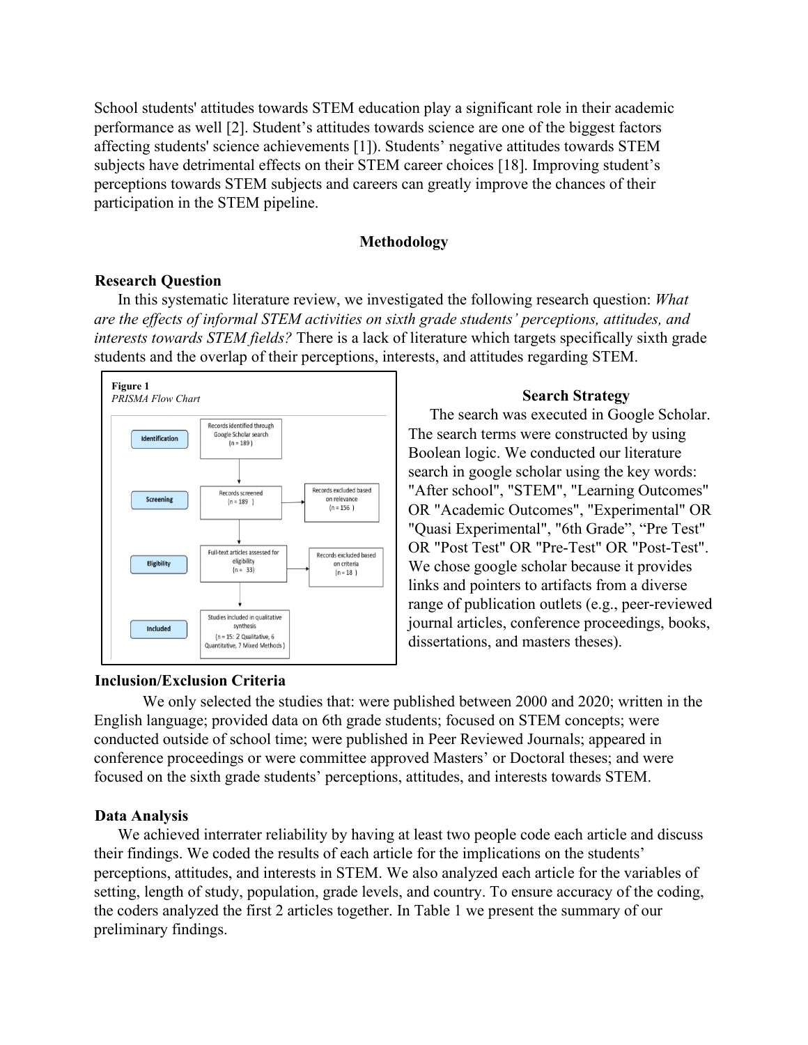School students' attitudes towards STEM education play a significant role in their academic performance as well [2]. Student's attitudes towards science are one of the biggest factors affecting students' science achievements [1]). Students' negative attitudes towards STEM subjects have detrimental effects on their STEM career choices [18]. Improving student's perceptions towards STEM subjects and careers can greatly improve the chances of their participation in the STEM pipeline.

## Methodology

### Research Question

In this systematic literature review, we investigated the following research question: *What are the effects of informal STEM activities on sixth grade students' perceptions, attitudes, and interests towards STEM fields?* There is a lack of literature which targets specifically sixth grade students and the overlap of their perceptions, interests, and attitudes regarding STEM.

**Figure 1**
*PRISMA Flow Chart*

- **Identification**: Records identified through Google Scholar search (n = 189)
- **Screening**: Records screened (n = 189) → Records excluded based on relevance (n = 156)
- **Eligibility**: Full-text articles assessed for eligibility (n = 33) → Records excluded based on criteria (n = 18)
- **Included**: Studies included in qualitative synthesis (n = 15: 2 Qualitative, 6 Quantitative, 7 Mixed Methods)

### Search Strategy

The search was executed in Google Scholar. The search terms were constructed by using Boolean logic. We conducted our literature search in google scholar using the key words: "After school", "STEM", "Learning Outcomes" OR "Academic Outcomes", "Experimental" OR "Quasi Experimental", "6th Grade", "Pre Test" OR "Post Test" OR "Pre-Test" OR "Post-Test". We chose google scholar because it provides links and pointers to artifacts from a diverse range of publication outlets (e.g., peer-reviewed journal articles, conference proceedings, books, dissertations, and masters theses).

### Inclusion/Exclusion Criteria

We only selected the studies that: were published between 2000 and 2020; written in the English language; provided data on 6th grade students; focused on STEM concepts; were conducted outside of school time; were published in Peer Reviewed Journals; appeared in conference proceedings or were committee approved Masters' or Doctoral theses; and were focused on the sixth grade students' perceptions, attitudes, and interests towards STEM.

### Data Analysis

We achieved interrater reliability by having at least two people code each article and discuss their findings. We coded the results of each article for the implications on the students' perceptions, attitudes, and interests in STEM. We also analyzed each article for the variables of setting, length of study, population, grade levels, and country. To ensure accuracy of the coding, the coders analyzed the first 2 articles together. In Table 1 we present the summary of our preliminary findings.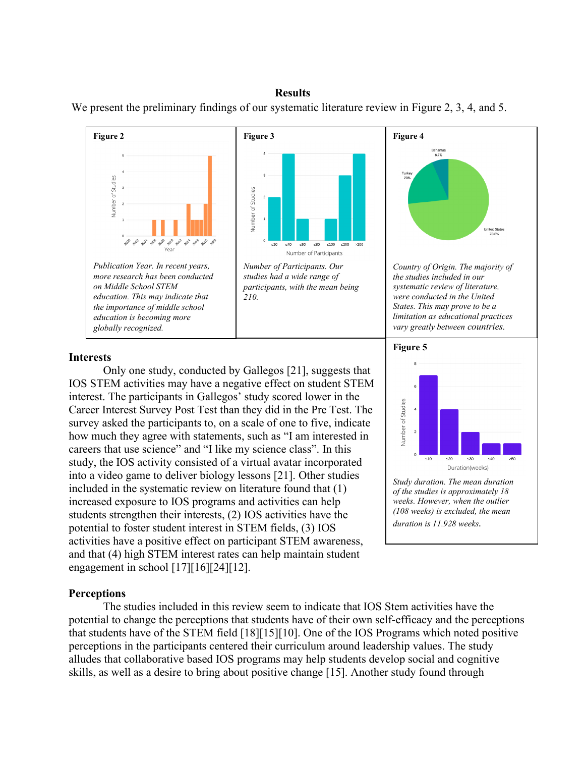## Results

We present the preliminary findings of our systematic literature review in Figure 2, 3, 4, and 5.

**Figure 2**

*Publication Year. In recent years, more research has been conducted on Middle School STEM education. This may indicate that the importance of middle school education is becoming more globally recognized.*

**Figure 3**

*Number of Participants. Our studies had a wide range of participants, with the mean being 210.*

**Figure 4**

*Country of Origin. The majority of the studies included in our systematic review of literature, were conducted in the United States. This may prove to be a limitation as educational practices vary greatly between countries.*

**Figure 5**

*Study duration. The mean duration of the studies is approximately 18 weeks. However, when the outlier (108 weeks) is excluded, the mean duration is 11.928 weeks.*

### Interests

Only one study, conducted by Gallegos [21], suggests that IOS STEM activities may have a negative effect on student STEM interest. The participants in Gallegos' study scored lower in the Career Interest Survey Post Test than they did in the Pre Test. The survey asked the participants to, on a scale of one to five, indicate how much they agree with statements, such as "I am interested in careers that use science" and "I like my science class". In this study, the IOS activity consisted of a virtual avatar incorporated into a video game to deliver biology lessons [21]. Other studies included in the systematic review on literature found that (1) increased exposure to IOS programs and activities can help students strengthen their interests, (2) IOS activities have the potential to foster student interest in STEM fields, (3) IOS activities have a positive effect on participant STEM awareness, and that (4) high STEM interest rates can help maintain student engagement in school [17][16][24][12].

### Perceptions

The studies included in this review seem to indicate that IOS Stem activities have the potential to change the perceptions that students have of their own self-efficacy and the perceptions that students have of the STEM field [18][15][10]. One of the IOS Programs which noted positive perceptions in the participants centered their curriculum around leadership values. The study alludes that collaborative based IOS programs may help students develop social and cognitive skills, as well as a desire to bring about positive change [15]. Another study found through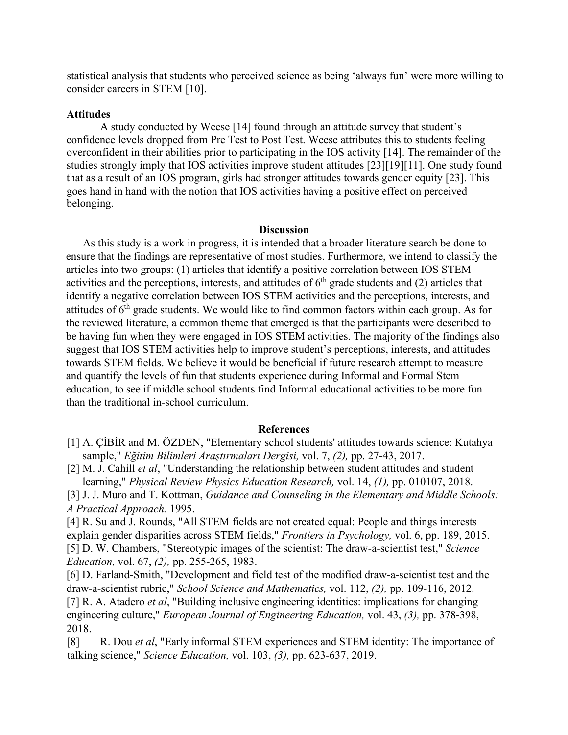statistical analysis that students who perceived science as being 'always fun' were more willing to consider careers in STEM [10].

**Attitudes**

A study conducted by Weese [14] found through an attitude survey that student's confidence levels dropped from Pre Test to Post Test. Weese attributes this to students feeling overconfident in their abilities prior to participating in the IOS activity [14]. The remainder of the studies strongly imply that IOS activities improve student attitudes [23][19][11]. One study found that as a result of an IOS program, girls had stronger attitudes towards gender equity [23]. This goes hand in hand with the notion that IOS activities having a positive effect on perceived belonging.

## Discussion

As this study is a work in progress, it is intended that a broader literature search be done to ensure that the findings are representative of most studies. Furthermore, we intend to classify the articles into two groups: (1) articles that identify a positive correlation between IOS STEM activities and the perceptions, interests, and attitudes of 6th grade students and (2) articles that identify a negative correlation between IOS STEM activities and the perceptions, interests, and attitudes of 6th grade students. We would like to find common factors within each group. As for the reviewed literature, a common theme that emerged is that the participants were described to be having fun when they were engaged in IOS STEM activities. The majority of the findings also suggest that IOS STEM activities help to improve student's perceptions, interests, and attitudes towards STEM fields. We believe it would be beneficial if future research attempt to measure and quantify the levels of fun that students experience during Informal and Formal Stem education, to see if middle school students find Informal educational activities to be more fun than the traditional in-school curriculum.

## References

[1] A. ÇİBİR and M. ÖZDEN, "Elementary school students' attitudes towards science: Kutahya sample," *Eğitim Bilimleri Araştırmaları Dergisi,* vol. 7, *(2),* pp. 27-43, 2017.

[2] M. J. Cahill *et al*, "Understanding the relationship between student attitudes and student learning," *Physical Review Physics Education Research,* vol. 14, *(1),* pp. 010107, 2018.

[3] J. J. Muro and T. Kottman, *Guidance and Counseling in the Elementary and Middle Schools: A Practical Approach.* 1995.

[4] R. Su and J. Rounds, "All STEM fields are not created equal: People and things interests explain gender disparities across STEM fields," *Frontiers in Psychology,* vol. 6, pp. 189, 2015.

[5] D. W. Chambers, "Stereotypic images of the scientist: The draw-a-scientist test," *Science Education,* vol. 67, *(2),* pp. 255-265, 1983.

[6] D. Farland-Smith, "Development and field test of the modified draw-a-scientist test and the draw-a-scientist rubric," *School Science and Mathematics,* vol. 112, *(2),* pp. 109-116, 2012.

[7] R. A. Atadero *et al*, "Building inclusive engineering identities: implications for changing engineering culture," *European Journal of Engineering Education,* vol. 43, *(3),* pp. 378-398, 2018.

[8] R. Dou *et al*, "Early informal STEM experiences and STEM identity: The importance of talking science," *Science Education,* vol. 103, *(3),* pp. 623-637, 2019.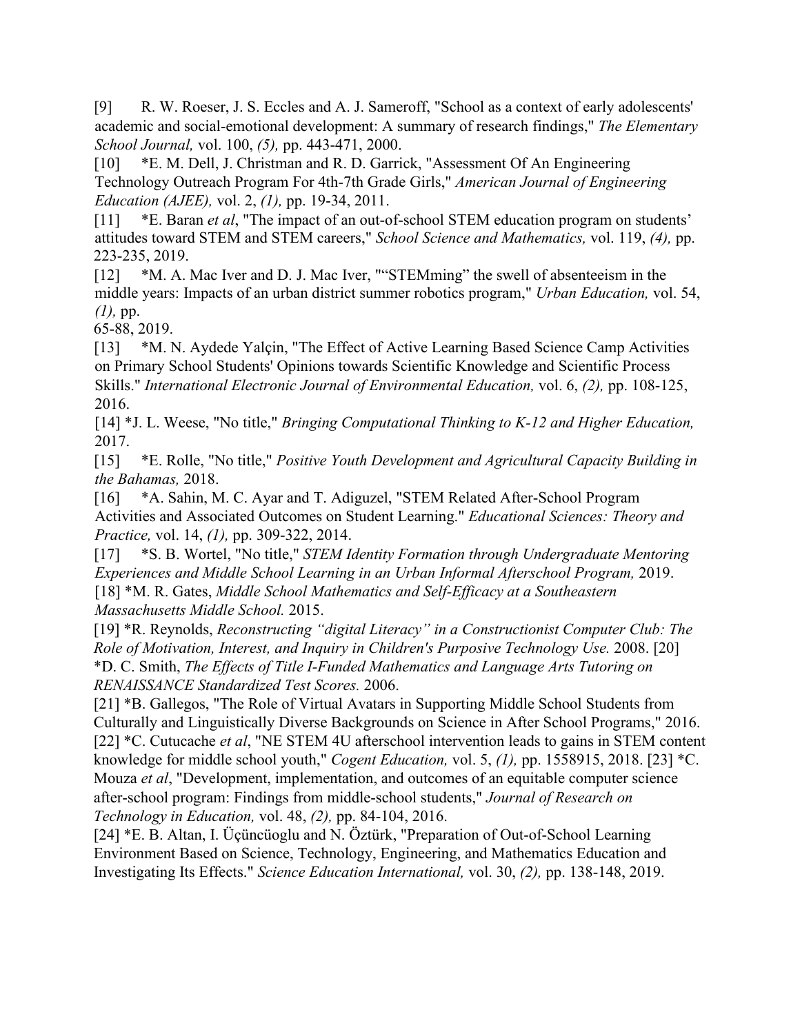[9] R. W. Roeser, J. S. Eccles and A. J. Sameroff, "School as a context of early adolescents' academic and social-emotional development: A summary of research findings," *The Elementary School Journal,* vol. 100, *(5),* pp. 443-471, 2000.

[10] *E. M. Dell, J. Christman and R. D. Garrick, "Assessment Of An Engineering Technology Outreach Program For 4th-7th Grade Girls," *American Journal of Engineering Education (AJEE),* vol. 2, *(1),* pp. 19-34, 2011.

[11] *E. Baran *et al*, "The impact of an out-of-school STEM education program on students' attitudes toward STEM and STEM careers," *School Science and Mathematics,* vol. 119, *(4),* pp. 223-235, 2019.

[12] *M. A. Mac Iver and D. J. Mac Iver, "“STEMming” the swell of absenteeism in the middle years: Impacts of an urban district summer robotics program," *Urban Education,* vol. 54, *(1),* pp. 65-88, 2019.

[13] *M. N. Aydede Yalçin, "The Effect of Active Learning Based Science Camp Activities on Primary School Students' Opinions towards Scientific Knowledge and Scientific Process Skills." *International Electronic Journal of Environmental Education,* vol. 6, *(2),* pp. 108-125, 2016.

[14] *J. L. Weese, "No title," *Bringing Computational Thinking to K-12 and Higher Education,* 2017.

[15] *E. Rolle, "No title," *Positive Youth Development and Agricultural Capacity Building in the Bahamas,* 2018.

[16] *A. Sahin, M. C. Ayar and T. Adiguzel, "STEM Related After-School Program Activities and Associated Outcomes on Student Learning." *Educational Sciences: Theory and Practice,* vol. 14, *(1),* pp. 309-322, 2014.

[17] *S. B. Wortel, "No title," *STEM Identity Formation through Undergraduate Mentoring Experiences and Middle School Learning in an Urban Informal Afterschool Program,* 2019.

[18] *M. R. Gates, *Middle School Mathematics and Self-Efficacy at a Southeastern Massachusetts Middle School.* 2015.

[19] *R. Reynolds, *Reconstructing “digital Literacy” in a Constructionist Computer Club: The Role of Motivation, Interest, and Inquiry in Children's Purposive Technology Use.* 2008.

[20] *D. C. Smith, *The Effects of Title I-Funded Mathematics and Language Arts Tutoring on RENAISSANCE Standardized Test Scores.* 2006.

[21] *B. Gallegos, "The Role of Virtual Avatars in Supporting Middle School Students from Culturally and Linguistically Diverse Backgrounds on Science in After School Programs," 2016.

[22] *C. Cutucache *et al*, "NE STEM 4U afterschool intervention leads to gains in STEM content knowledge for middle school youth," *Cogent Education,* vol. 5, *(1),* pp. 1558915, 2018.

[23] *C. Mouza *et al*, "Development, implementation, and outcomes of an equitable computer science after-school program: Findings from middle-school students," *Journal of Research on Technology in Education,* vol. 48, *(2),* pp. 84-104, 2016.

[24] *E. B. Altan, I. Üçüncüoglu and N. Öztürk, "Preparation of Out-of-School Learning Environment Based on Science, Technology, Engineering, and Mathematics Education and Investigating Its Effects." *Science Education International,* vol. 30, *(2),* pp. 138-148, 2019.